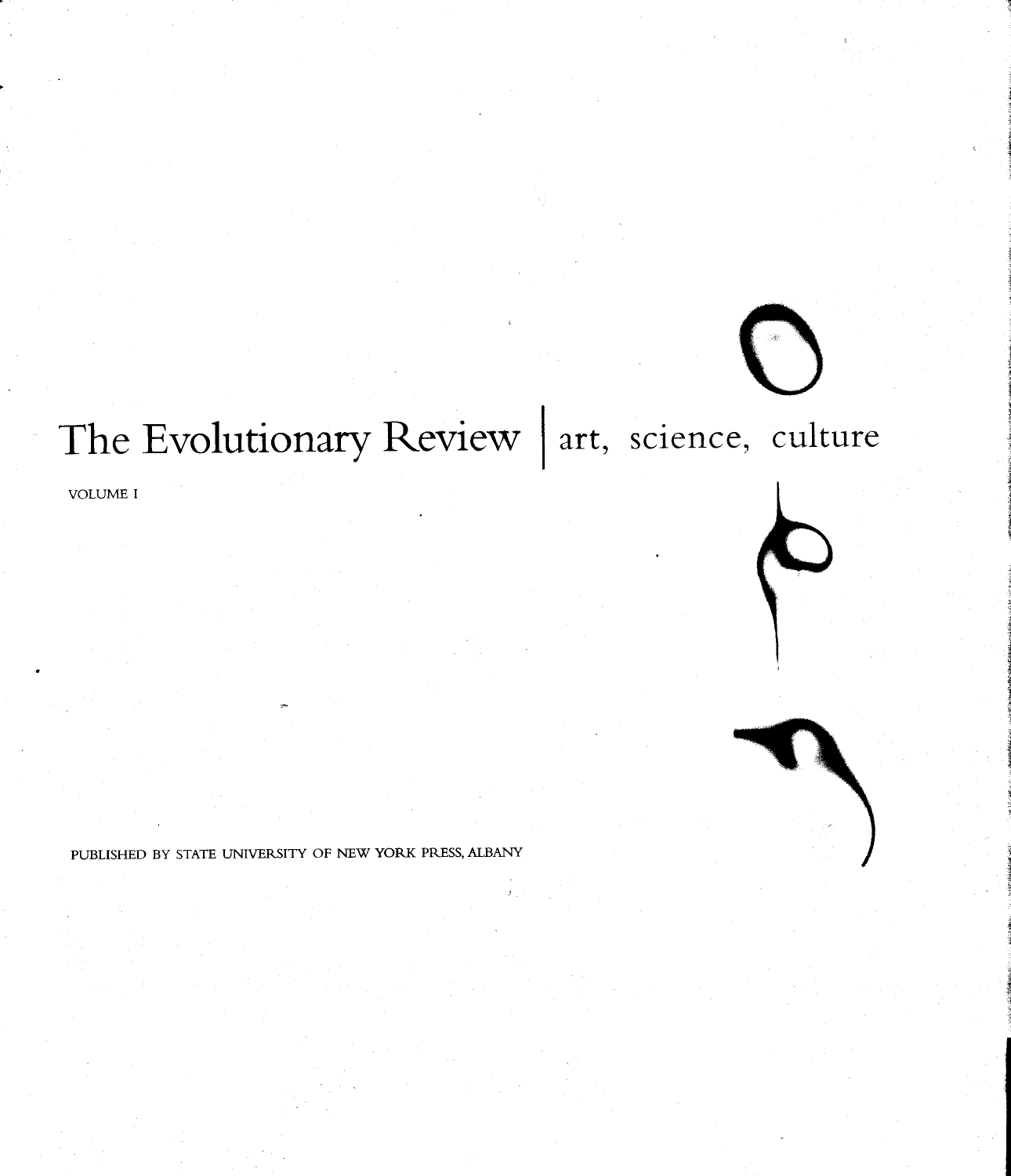# The Evolutionary Review | art, science, culture

VOLUME I

PUBLISHED BY STATE UNIVERSITY OF NEW YORK PRESS, ALBANY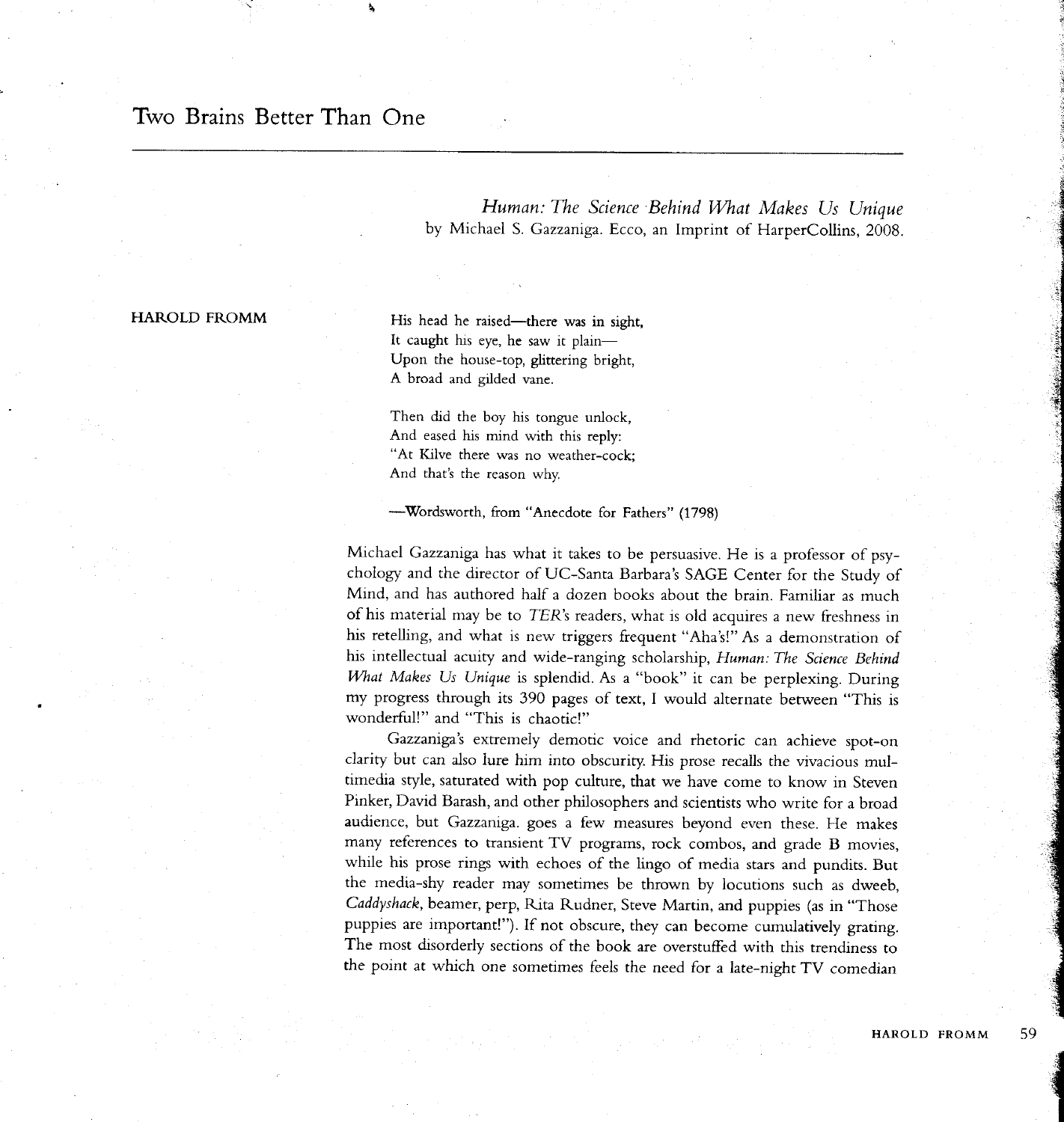# Two Brains Better Than One

*Human: The Science Behind What Makes Us Unique*
by Michael S. Gazzaniga. Ecco, an Imprint of HarperCollins, 2008.

HAROLD FROMM

> His head he raised—there was in sight,
> It caught his eye, he saw it plain—
> Upon the house-top, glittering bright,
> A broad and gilded vane.
>
> Then did the boy his tongue unlock,
> And eased his mind with this reply:
> "At Kilve there was no weather-cock;
> And that's the reason why.
>
> —Wordsworth, from "Anecdote for Fathers" (1798)

Michael Gazzaniga has what it takes to be persuasive. He is a professor of psychology and the director of UC-Santa Barbara's SAGE Center for the Study of Mind, and has authored half a dozen books about the brain. Familiar as much of his material may be to *TER*'s readers, what is old acquires a new freshness in his retelling, and what is new triggers frequent "Aha's!" As a demonstration of his intellectual acuity and wide-ranging scholarship, *Human: The Science Behind What Makes Us Unique* is splendid. As a "book" it can be perplexing. During my progress through its 390 pages of text, I would alternate between "This is wonderful!" and "This is chaotic!"

Gazzaniga's extremely demotic voice and rhetoric can achieve spot-on clarity but can also lure him into obscurity. His prose recalls the vivacious multimedia style, saturated with pop culture, that we have come to know in Steven Pinker, David Barash, and other philosophers and scientists who write for a broad audience, but Gazzaniga. goes a few measures beyond even these. He makes many references to transient TV programs, rock combos, and grade B movies, while his prose rings with echoes of the lingo of media stars and pundits. But the media-shy reader may sometimes be thrown by locutions such as dweeb, *Caddyshack*, beamer, perp, Rita Rudner, Steve Martin, and puppies (as in "Those puppies are important!"). If not obscure, they can become cumulatively grating. The most disorderly sections of the book are overstuffed with this trendiness to the point at which one sometimes feels the need for a late-night TV comedian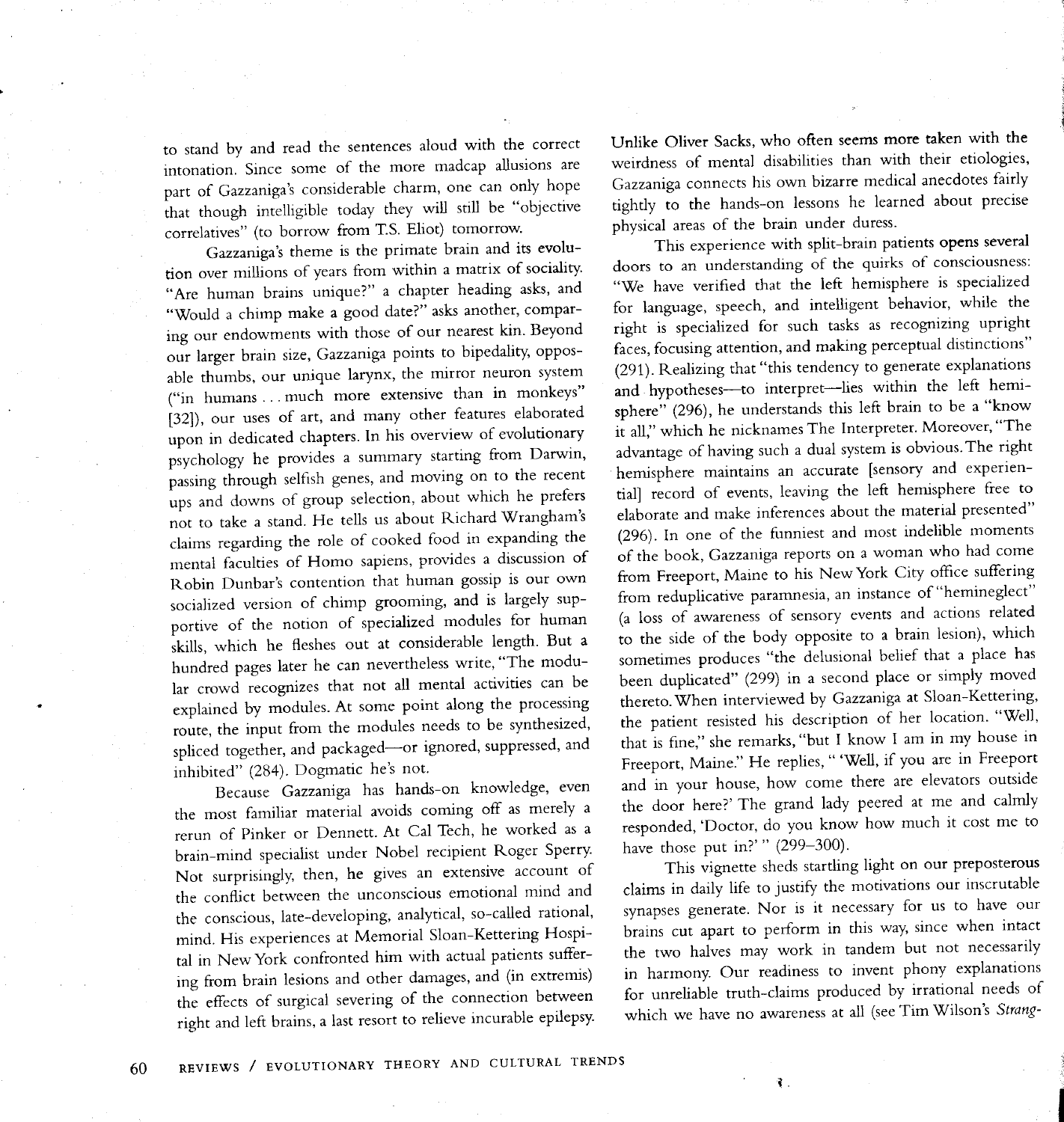to stand by and read the sentences aloud with the correct intonation. Since some of the more madcap allusions are part of Gazzaniga's considerable charm, one can only hope that though intelligible today they will still be "objective correlatives" (to borrow from T.S. Eliot) tomorrow.

Gazzaniga's theme is the primate brain and its evolution over millions of years from within a matrix of sociality. "Are human brains unique?" a chapter heading asks, and "Would a chimp make a good date?" asks another, comparing our endowments with those of our nearest kin. Beyond our larger brain size, Gazzaniga points to bipedality, opposable thumbs, our unique larynx, the mirror neuron system ("in humans . . . much more extensive than in monkeys" [32]), our uses of art, and many other features elaborated upon in dedicated chapters. In his overview of evolutionary psychology he provides a summary starting from Darwin, passing through selfish genes, and moving on to the recent ups and downs of group selection, about which he prefers not to take a stand. He tells us about Richard Wrangham's claims regarding the role of cooked food in expanding the mental faculties of Homo sapiens, provides a discussion of Robin Dunbar's contention that human gossip is our own socialized version of chimp grooming, and is largely supportive of the notion of specialized modules for human skills, which he fleshes out at considerable length. But a hundred pages later he can nevertheless write, "The modular crowd recognizes that not all mental activities can be explained by modules. At some point along the processing route, the input from the modules needs to be synthesized, spliced together, and packaged—or ignored, suppressed, and inhibited" (284). Dogmatic he's not.

Because Gazzaniga has hands-on knowledge, even the most familiar material avoids coming off as merely a rerun of Pinker or Dennett. At Cal Tech, he worked as a brain-mind specialist under Nobel recipient Roger Sperry. Not surprisingly, then, he gives an extensive account of the conflict between the unconscious emotional mind and the conscious, late-developing, analytical, so-called rational, mind. His experiences at Memorial Sloan-Kettering Hospital in New York confronted him with actual patients suffering from brain lesions and other damages, and (in extremis) the effects of surgical severing of the connection between right and left brains, a last resort to relieve incurable epilepsy. Unlike Oliver Sacks, who often seems more taken with the weirdness of mental disabilities than with their etiologies, Gazzaniga connects his own bizarre medical anecdotes fairly tightly to the hands-on lessons he learned about precise physical areas of the brain under duress.

This experience with split-brain patients opens several doors to an understanding of the quirks of consciousness: "We have verified that the left hemisphere is specialized for language, speech, and intelligent behavior, while the right is specialized for such tasks as recognizing upright faces, focusing attention, and making perceptual distinctions" (291). Realizing that "this tendency to generate explanations and hypotheses—to interpret—lies within the left hemisphere" (296), he understands this left brain to be a "know it all," which he nicknames The Interpreter. Moreover, "The advantage of having such a dual system is obvious. The right hemisphere maintains an accurate [sensory and experiential] record of events, leaving the left hemisphere free to elaborate and make inferences about the material presented" (296). In one of the funniest and most indelible moments of the book, Gazzaniga reports on a woman who had come from Freeport, Maine to his New York City office suffering from reduplicative paramnesia, an instance of "hemineglect" (a loss of awareness of sensory events and actions related to the side of the body opposite to a brain lesion), which sometimes produces "the delusional belief that a place has been duplicated" (299) in a second place or simply moved thereto. When interviewed by Gazzaniga at Sloan-Kettering, the patient resisted his description of her location. "Well, that is fine," she remarks, "but I know I am in my house in Freeport, Maine." He replies, " 'Well, if you are in Freeport and in your house, how come there are elevators outside the door here?' The grand lady peered at me and calmly responded, 'Doctor, do you know how much it cost me to have those put in?' " (299–300).

This vignette sheds startling light on our preposterous claims in daily life to justify the motivations our inscrutable synapses generate. Nor is it necessary for us to have our brains cut apart to perform in this way, since when intact the two halves may work in tandem but not necessarily in harmony. Our readiness to invent phony explanations for unreliable truth-claims produced by irrational needs of which we have no awareness at all (see Tim Wilson's *Strang-*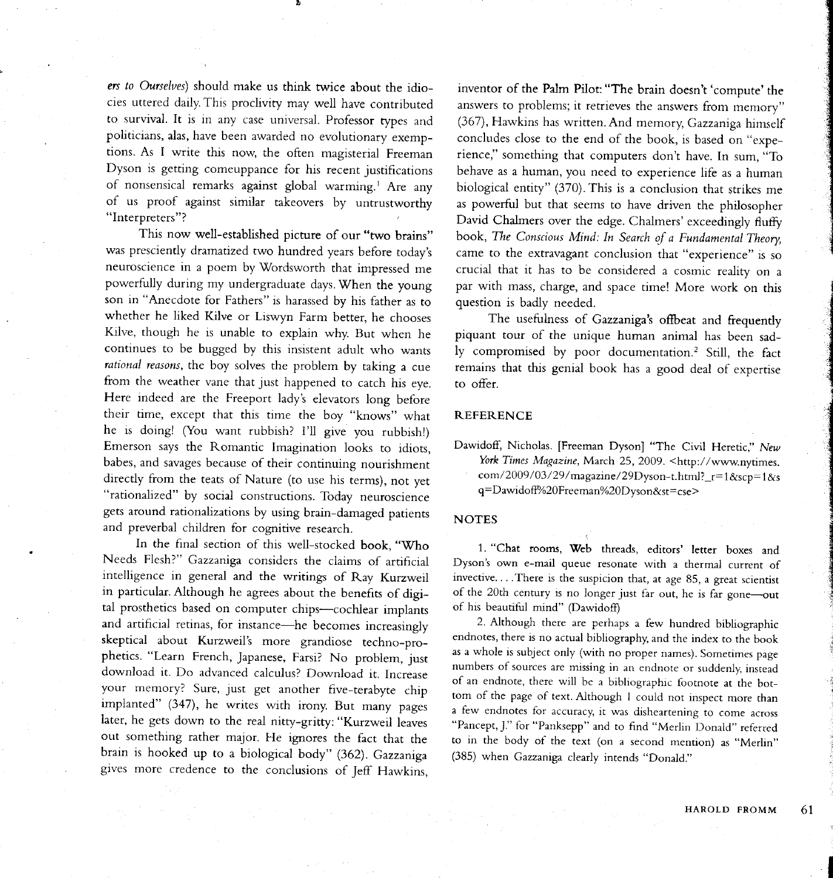*ers to Ourselves*) should make us think twice about the idiocies uttered daily. This proclivity may well have contributed to survival. It is in any case universal. Professor types and politicians, alas, have been awarded no evolutionary exemptions. As I write this now, the often magisterial Freeman Dyson is getting comeuppance for his recent justifications of nonsensical remarks against global warming.[1] Are any of us proof against similar takeovers by untrustworthy "Interpreters"?

This now well-established picture of our "two brains" was presciently dramatized two hundred years before today's neuroscience in a poem by Wordsworth that impressed me powerfully during my undergraduate days. When the young son in "Anecdote for Fathers" is harassed by his father as to whether he liked Kilve or Liswyn Farm better, he chooses Kilve, though he is unable to explain why. But when he continues to be bugged by this insistent adult who wants *rational reasons*, the boy solves the problem by taking a cue from the weather vane that just happened to catch his eye. Here indeed are the Freeport lady's elevators long before their time, except that this time the boy "knows" what he is doing! (You want rubbish? I'll give you rubbish!) Emerson says the Romantic Imagination looks to idiots, babes, and savages because of their continuing nourishment directly from the teats of Nature (to use his terms), not yet "rationalized" by social constructions. Today neuroscience gets around rationalizations by using brain-damaged patients and preverbal children for cognitive research.

In the final section of this well-stocked book, "Who Needs Flesh?" Gazzaniga considers the claims of artificial intelligence in general and the writings of Ray Kurzweil in particular. Although he agrees about the benefits of digital prosthetics based on computer chips—cochlear implants and artificial retinas, for instance—he becomes increasingly skeptical about Kurzweil's more grandiose techno-prophetics. "Learn French, Japanese, Farsi? No problem, just download it. Do advanced calculus? Download it. Increase your memory? Sure, just get another five-terabyte chip implanted" (347), he writes with irony. But many pages later, he gets down to the real nitty-gritty: "Kurzweil leaves out something rather major. He ignores the fact that the brain is hooked up to a biological body" (362). Gazzaniga gives more credence to the conclusions of Jeff Hawkins, inventor of the Palm Pilot: "The brain doesn't 'compute' the answers to problems; it retrieves the answers from memory" (367), Hawkins has written. And memory, Gazzaniga himself concludes close to the end of the book, is based on "experience," something that computers don't have. In sum, "To behave as a human, you need to experience life as a human biological entity" (370). This is a conclusion that strikes me as powerful but that seems to have driven the philosopher David Chalmers over the edge. Chalmers' exceedingly fluffy book, *The Conscious Mind: In Search of a Fundamental Theory*, came to the extravagant conclusion that "experience" is so crucial that it has to be considered a cosmic reality on a par with mass, charge, and space time! More work on this question is badly needed.

The usefulness of Gazzaniga's offbeat and frequently piquant tour of the unique human animal has been sadly compromised by poor documentation.[2] Still, the fact remains that this genial book has a good deal of expertise to offer.

## REFERENCE

Dawidoff, Nicholas. [Freeman Dyson] "The Civil Heretic," *New York Times Magazine*, March 25, 2009. <http://www.nytimes.com/2009/03/29/magazine/29Dyson-t.html?_r=1&scp=1&sq=Dawidoff%20Freeman%20Dyson&st=cse>

## NOTES

1. "Chat rooms, Web threads, editors' letter boxes and Dyson's own e-mail queue resonate with a thermal current of invective. . . . There is the suspicion that, at age 85, a great scientist of the 20th century is no longer just far out, he is far gone—out of his beautiful mind" (Dawidoff)

2. Although there are perhaps a few hundred bibliographic endnotes, there is no actual bibliography, and the index to the book as a whole is subject only (with no proper names). Sometimes page numbers of sources are missing in an endnote or suddenly, instead of an endnote, there will be a bibliographic footnote at the bottom of the page of text. Although I could not inspect more than a few endnotes for accuracy, it was disheartening to come across "Pancept, J." for "Panksepp" and to find "Merlin Donald" referred to in the body of the text (on a second mention) as "Merlin" (385) when Gazzaniga clearly intends "Donald."